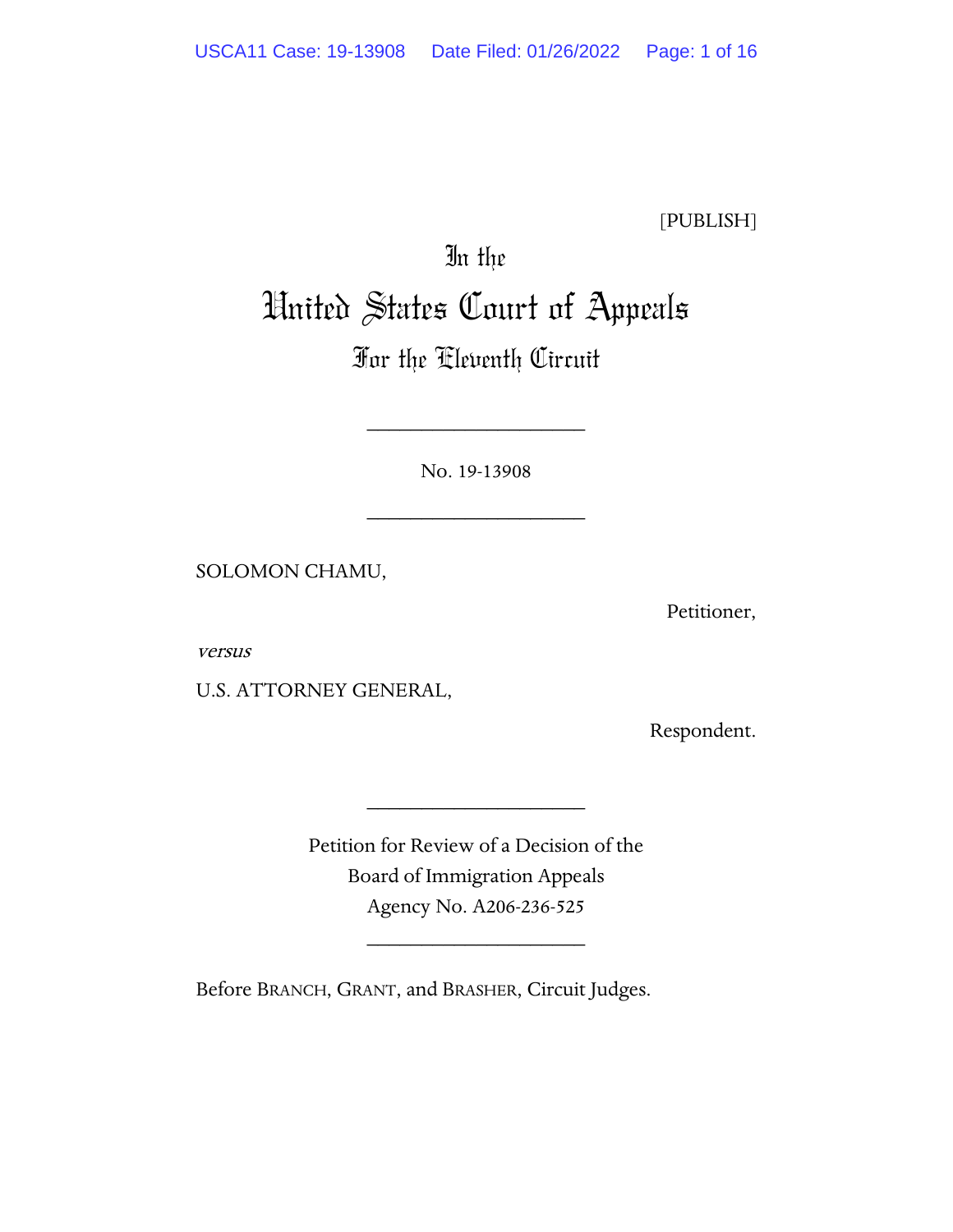[PUBLISH]

In the

# United States Court of Appeals

## For the Eleventh Circuit

____________________

No. 19-13908

____________________

SOLOMON CHAMU,

Petitioner,

*versus*

U.S. ATTORNEY GENERAL,

Respondent.

____________________

Petition for Review of a Decision of the
Board of Immigration Appeals
Agency No. A206-236-525

____________________

Before BRANCH, GRANT, and BRASHER, Circuit Judges.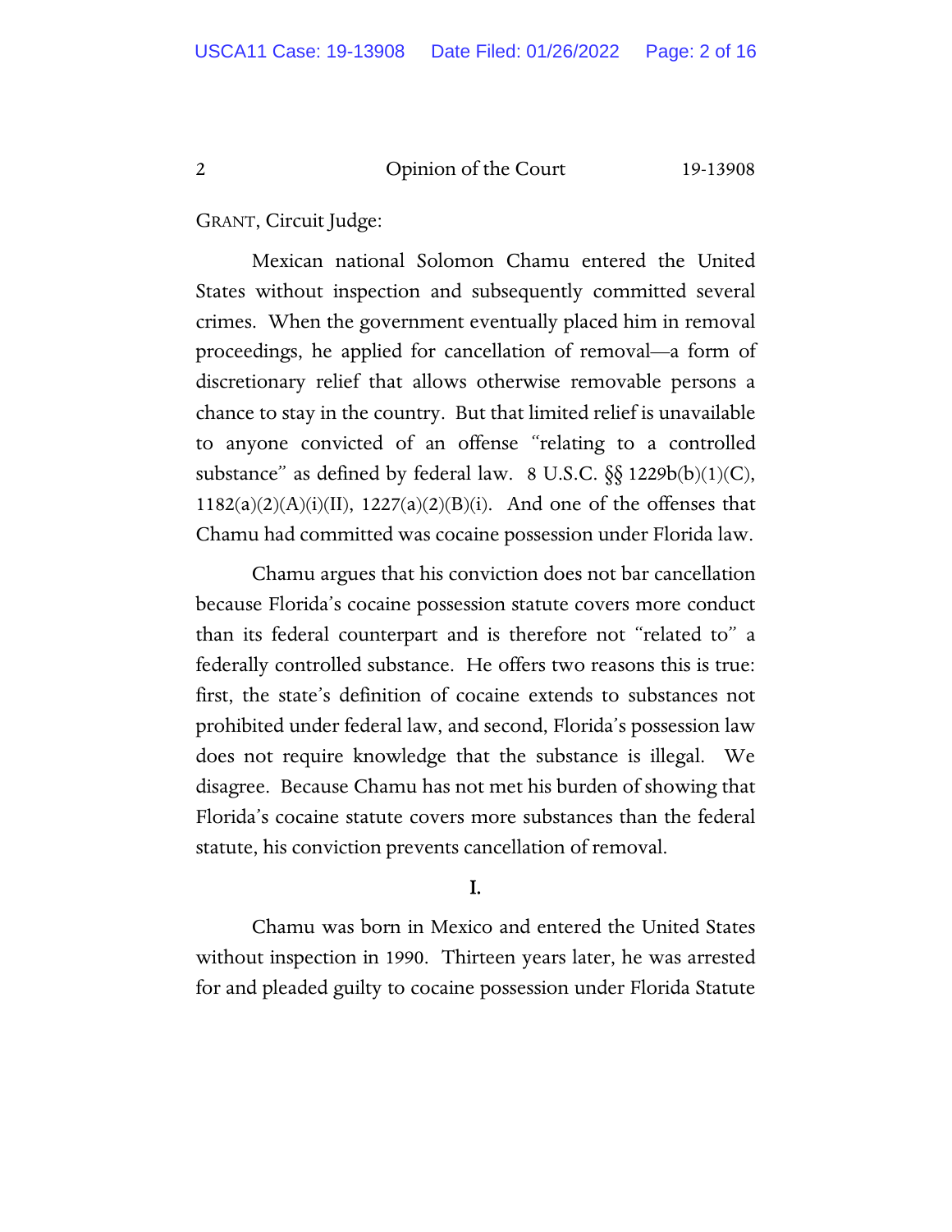GRANT, Circuit Judge:

Mexican national Solomon Chamu entered the United States without inspection and subsequently committed several crimes. When the government eventually placed him in removal proceedings, he applied for cancellation of removal—a form of discretionary relief that allows otherwise removable persons a chance to stay in the country. But that limited relief is unavailable to anyone convicted of an offense "relating to a controlled substance" as defined by federal law. 8 U.S.C. §§ 1229b(b)(1)(C), 1182(a)(2)(A)(i)(II), 1227(a)(2)(B)(i). And one of the offenses that Chamu had committed was cocaine possession under Florida law.

Chamu argues that his conviction does not bar cancellation because Florida's cocaine possession statute covers more conduct than its federal counterpart and is therefore not "related to" a federally controlled substance. He offers two reasons this is true: first, the state's definition of cocaine extends to substances not prohibited under federal law, and second, Florida's possession law does not require knowledge that the substance is illegal. We disagree. Because Chamu has not met his burden of showing that Florida's cocaine statute covers more substances than the federal statute, his conviction prevents cancellation of removal.

## I.

Chamu was born in Mexico and entered the United States without inspection in 1990. Thirteen years later, he was arrested for and pleaded guilty to cocaine possession under Florida Statute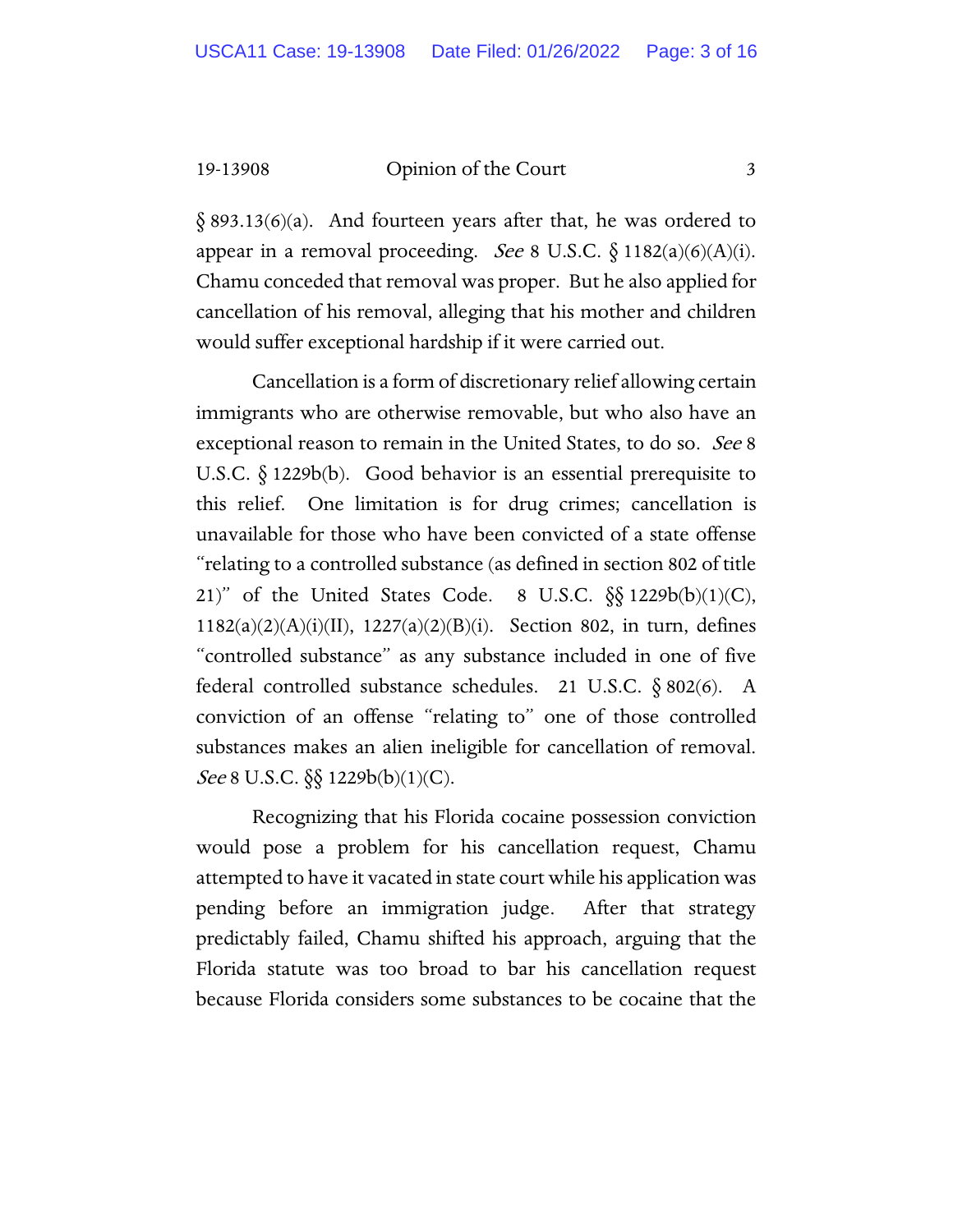§ 893.13(6)(a). And fourteen years after that, he was ordered to appear in a removal proceeding. *See* 8 U.S.C. § 1182(a)(6)(A)(i). Chamu conceded that removal was proper. But he also applied for cancellation of his removal, alleging that his mother and children would suffer exceptional hardship if it were carried out.

Cancellation is a form of discretionary relief allowing certain immigrants who are otherwise removable, but who also have an exceptional reason to remain in the United States, to do so. *See* 8 U.S.C. § 1229b(b). Good behavior is an essential prerequisite to this relief. One limitation is for drug crimes; cancellation is unavailable for those who have been convicted of a state offense "relating to a controlled substance (as defined in section 802 of title 21)" of the United States Code. 8 U.S.C. §§ 1229b(b)(1)(C), 1182(a)(2)(A)(i)(II), 1227(a)(2)(B)(i). Section 802, in turn, defines "controlled substance" as any substance included in one of five federal controlled substance schedules. 21 U.S.C. § 802(6). A conviction of an offense "relating to" one of those controlled substances makes an alien ineligible for cancellation of removal. *See* 8 U.S.C. §§ 1229b(b)(1)(C).

Recognizing that his Florida cocaine possession conviction would pose a problem for his cancellation request, Chamu attempted to have it vacated in state court while his application was pending before an immigration judge. After that strategy predictably failed, Chamu shifted his approach, arguing that the Florida statute was too broad to bar his cancellation request because Florida considers some substances to be cocaine that the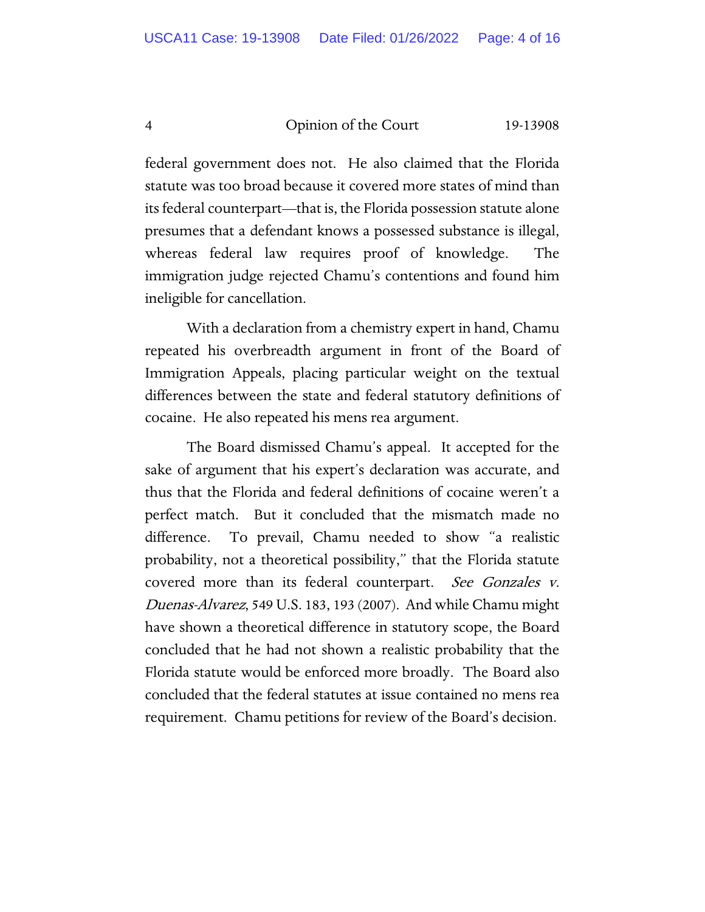federal government does not. He also claimed that the Florida statute was too broad because it covered more states of mind than its federal counterpart—that is, the Florida possession statute alone presumes that a defendant knows a possessed substance is illegal, whereas federal law requires proof of knowledge. The immigration judge rejected Chamu's contentions and found him ineligible for cancellation.

With a declaration from a chemistry expert in hand, Chamu repeated his overbreadth argument in front of the Board of Immigration Appeals, placing particular weight on the textual differences between the state and federal statutory definitions of cocaine. He also repeated his mens rea argument.

The Board dismissed Chamu's appeal. It accepted for the sake of argument that his expert's declaration was accurate, and thus that the Florida and federal definitions of cocaine weren't a perfect match. But it concluded that the mismatch made no difference. To prevail, Chamu needed to show "a realistic probability, not a theoretical possibility," that the Florida statute covered more than its federal counterpart. *See Gonzales v. Duenas-Alvarez*, 549 U.S. 183, 193 (2007). And while Chamu might have shown a theoretical difference in statutory scope, the Board concluded that he had not shown a realistic probability that the Florida statute would be enforced more broadly. The Board also concluded that the federal statutes at issue contained no mens rea requirement. Chamu petitions for review of the Board's decision.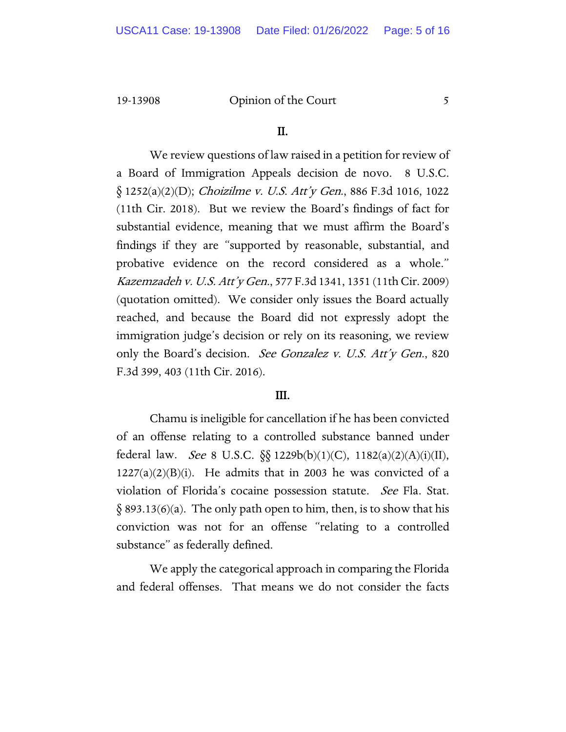## II.

We review questions of law raised in a petition for review of a Board of Immigration Appeals decision de novo. 8 U.S.C. § 1252(a)(2)(D); *Choizilme v. U.S. Att'y Gen.*, 886 F.3d 1016, 1022 (11th Cir. 2018). But we review the Board's findings of fact for substantial evidence, meaning that we must affirm the Board's findings if they are "supported by reasonable, substantial, and probative evidence on the record considered as a whole." *Kazemzadeh v. U.S. Att'y Gen.*, 577 F.3d 1341, 1351 (11th Cir. 2009) (quotation omitted). We consider only issues the Board actually reached, and because the Board did not expressly adopt the immigration judge's decision or rely on its reasoning, we review only the Board's decision. *See Gonzalez v. U.S. Att'y Gen.*, 820 F.3d 399, 403 (11th Cir. 2016).

## III.

Chamu is ineligible for cancellation if he has been convicted of an offense relating to a controlled substance banned under federal law. *See* 8 U.S.C. §§ 1229b(b)(1)(C), 1182(a)(2)(A)(i)(II), 1227(a)(2)(B)(i). He admits that in 2003 he was convicted of a violation of Florida's cocaine possession statute. *See* Fla. Stat. § 893.13(6)(a). The only path open to him, then, is to show that his conviction was not for an offense "relating to a controlled substance" as federally defined.

We apply the categorical approach in comparing the Florida and federal offenses. That means we do not consider the facts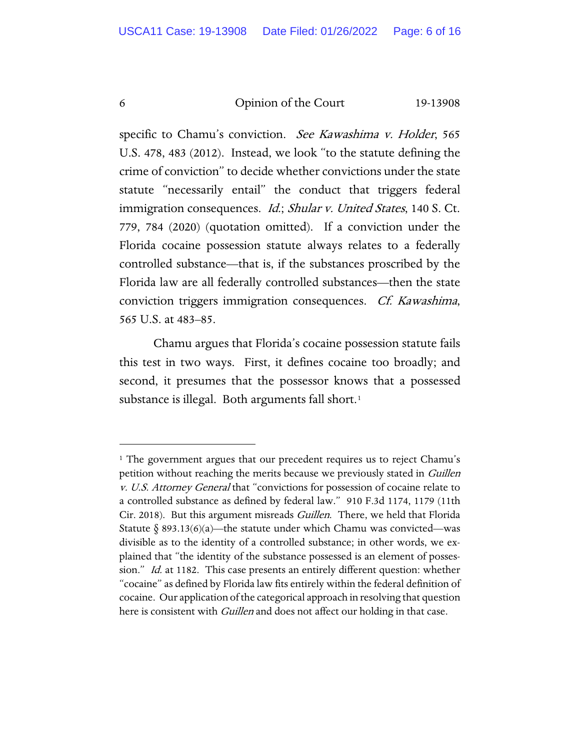specific to Chamu's conviction. *See Kawashima v. Holder*, 565 U.S. 478, 483 (2012). Instead, we look "to the statute defining the crime of conviction" to decide whether convictions under the state statute "necessarily entail" the conduct that triggers federal immigration consequences. *Id.*; *Shular v. United States*, 140 S. Ct. 779, 784 (2020) (quotation omitted). If a conviction under the Florida cocaine possession statute always relates to a federally controlled substance—that is, if the substances proscribed by the Florida law are all federally controlled substances—then the state conviction triggers immigration consequences. *Cf. Kawashima*, 565 U.S. at 483–85.

Chamu argues that Florida's cocaine possession statute fails this test in two ways. First, it defines cocaine too broadly; and second, it presumes that the possessor knows that a possessed substance is illegal. Both arguments fall short.[1]

---

[1] The government argues that our precedent requires us to reject Chamu's petition without reaching the merits because we previously stated in *Guillen v. U.S. Attorney General* that "convictions for possession of cocaine relate to a controlled substance as defined by federal law." 910 F.3d 1174, 1179 (11th Cir. 2018). But this argument misreads *Guillen*. There, we held that Florida Statute § 893.13(6)(a)—the statute under which Chamu was convicted—was divisible as to the identity of a controlled substance; in other words, we explained that "the identity of the substance possessed is an element of possession." *Id.* at 1182. This case presents an entirely different question: whether "cocaine" as defined by Florida law fits entirely within the federal definition of cocaine. Our application of the categorical approach in resolving that question here is consistent with *Guillen* and does not affect our holding in that case.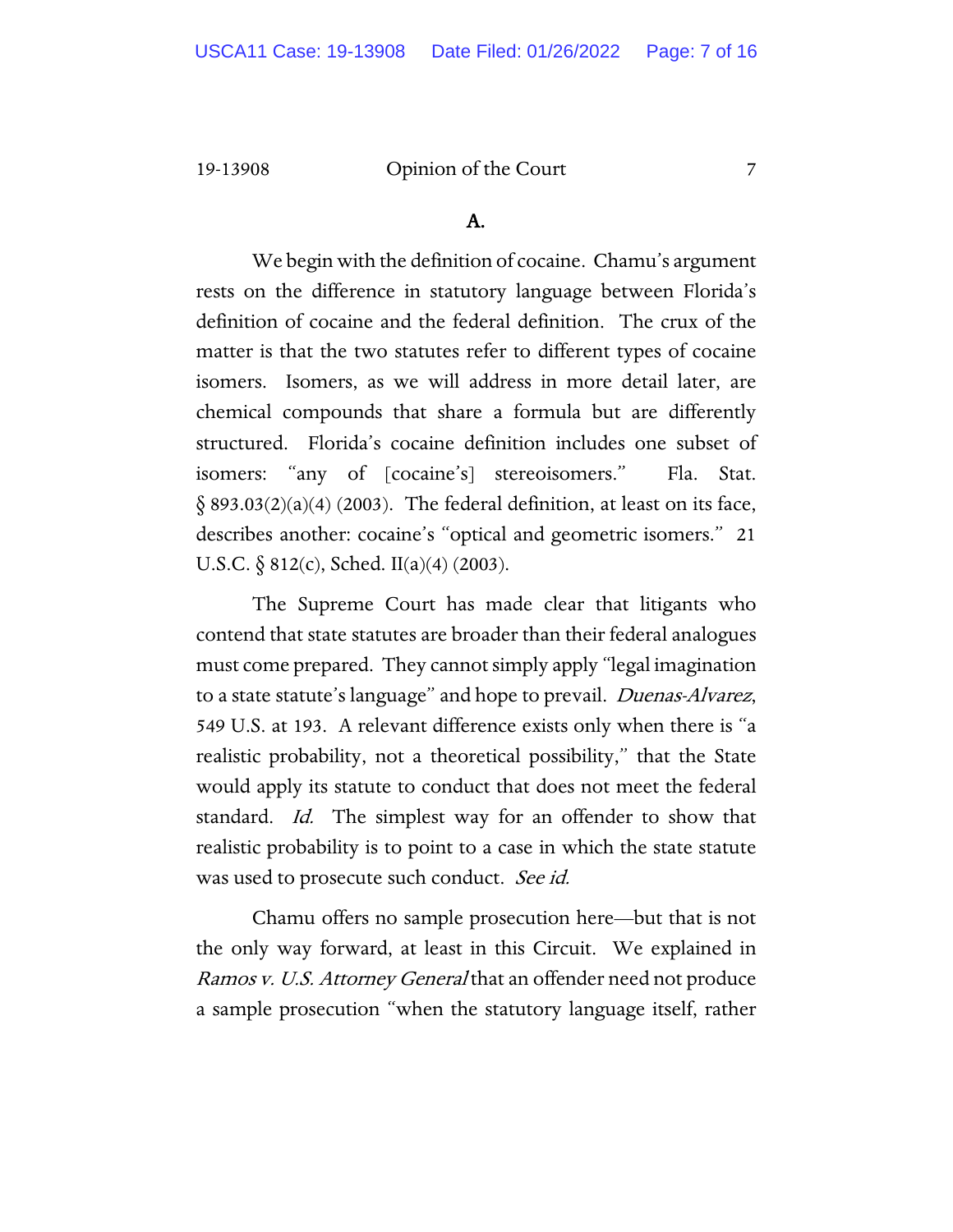### A.

We begin with the definition of cocaine. Chamu's argument rests on the difference in statutory language between Florida's definition of cocaine and the federal definition. The crux of the matter is that the two statutes refer to different types of cocaine isomers. Isomers, as we will address in more detail later, are chemical compounds that share a formula but are differently structured. Florida's cocaine definition includes one subset of isomers: "any of [cocaine's] stereoisomers." Fla. Stat. § 893.03(2)(a)(4) (2003). The federal definition, at least on its face, describes another: cocaine's "optical and geometric isomers." 21 U.S.C. § 812(c), Sched. II(a)(4) (2003).

The Supreme Court has made clear that litigants who contend that state statutes are broader than their federal analogues must come prepared. They cannot simply apply "legal imagination to a state statute's language" and hope to prevail. *Duenas-Alvarez*, 549 U.S. at 193. A relevant difference exists only when there is "a realistic probability, not a theoretical possibility," that the State would apply its statute to conduct that does not meet the federal standard. *Id.* The simplest way for an offender to show that realistic probability is to point to a case in which the state statute was used to prosecute such conduct. *See id.*

Chamu offers no sample prosecution here—but that is not the only way forward, at least in this Circuit. We explained in *Ramos v. U.S. Attorney General* that an offender need not produce a sample prosecution "when the statutory language itself, rather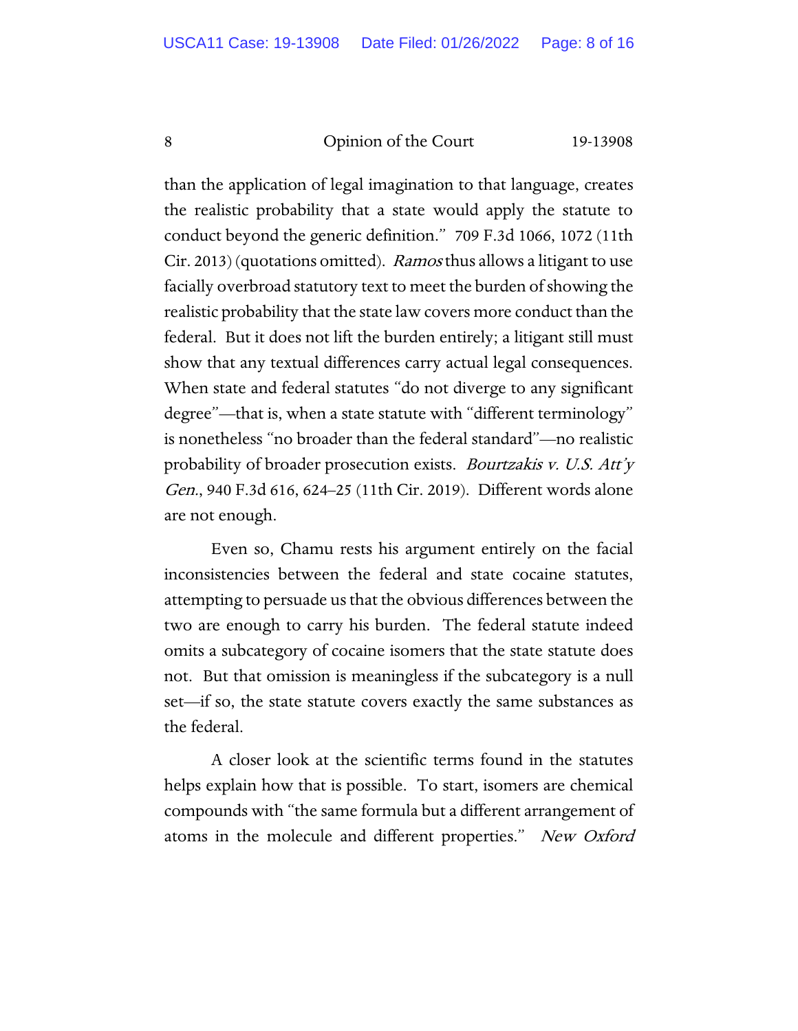than the application of legal imagination to that language, creates the realistic probability that a state would apply the statute to conduct beyond the generic definition." 709 F.3d 1066, 1072 (11th Cir. 2013) (quotations omitted). *Ramos* thus allows a litigant to use facially overbroad statutory text to meet the burden of showing the realistic probability that the state law covers more conduct than the federal. But it does not lift the burden entirely; a litigant still must show that any textual differences carry actual legal consequences. When state and federal statutes "do not diverge to any significant degree"—that is, when a state statute with "different terminology" is nonetheless "no broader than the federal standard"—no realistic probability of broader prosecution exists. *Bourtzakis v. U.S. Att'y Gen.*, 940 F.3d 616, 624–25 (11th Cir. 2019). Different words alone are not enough.

Even so, Chamu rests his argument entirely on the facial inconsistencies between the federal and state cocaine statutes, attempting to persuade us that the obvious differences between the two are enough to carry his burden. The federal statute indeed omits a subcategory of cocaine isomers that the state statute does not. But that omission is meaningless if the subcategory is a null set—if so, the state statute covers exactly the same substances as the federal.

A closer look at the scientific terms found in the statutes helps explain how that is possible. To start, isomers are chemical compounds with "the same formula but a different arrangement of atoms in the molecule and different properties." *New Oxford*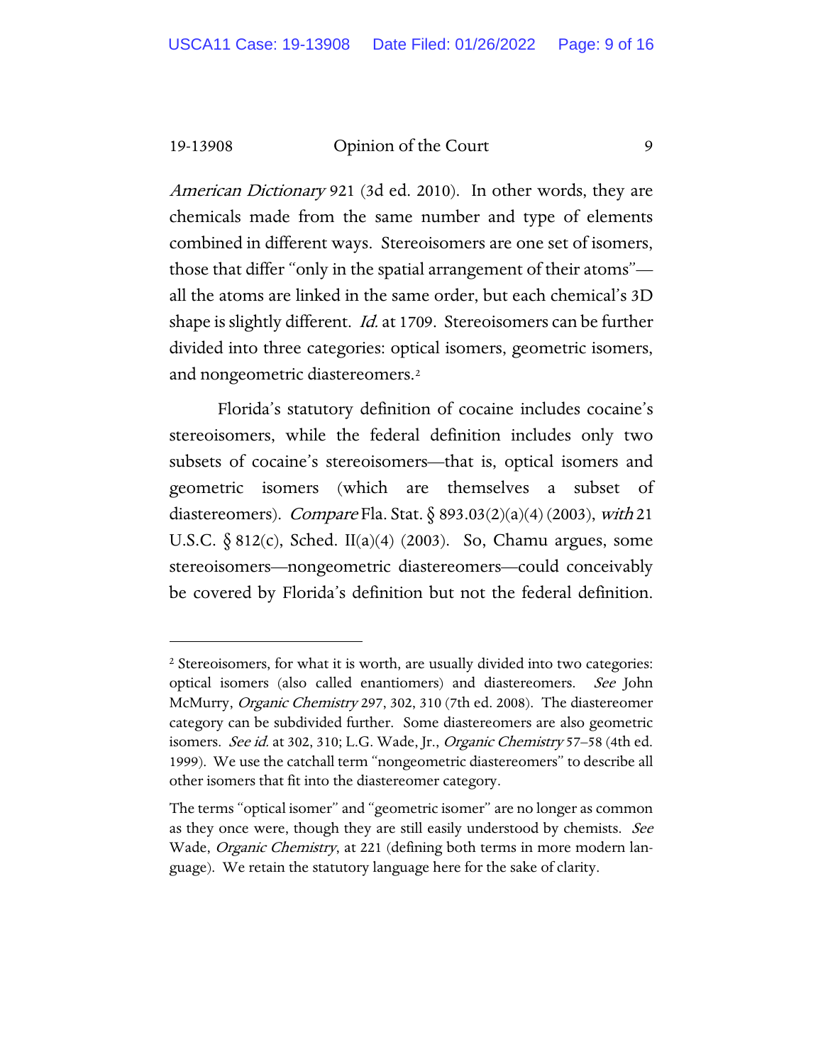*American Dictionary* 921 (3d ed. 2010). In other words, they are chemicals made from the same number and type of elements combined in different ways. Stereoisomers are one set of isomers, those that differ "only in the spatial arrangement of their atoms"—all the atoms are linked in the same order, but each chemical's 3D shape is slightly different. *Id.* at 1709. Stereoisomers can be further divided into three categories: optical isomers, geometric isomers, and nongeometric diastereomers.[2]

Florida's statutory definition of cocaine includes cocaine's stereoisomers, while the federal definition includes only two subsets of cocaine's stereoisomers—that is, optical isomers and geometric isomers (which are themselves a subset of diastereomers). *Compare* Fla. Stat. § 893.03(2)(a)(4) (2003), *with* 21 U.S.C. § 812(c), Sched. II(a)(4) (2003). So, Chamu argues, some stereoisomers—nongeometric diastereomers—could conceivably be covered by Florida's definition but not the federal definition.

---

[2] Stereoisomers, for what it is worth, are usually divided into two categories: optical isomers (also called enantiomers) and diastereomers. *See* John McMurry, *Organic Chemistry* 297, 302, 310 (7th ed. 2008). The diastereomer category can be subdivided further. Some diastereomers are also geometric isomers. *See id.* at 302, 310; L.G. Wade, Jr., *Organic Chemistry* 57–58 (4th ed. 1999). We use the catchall term "nongeometric diastereomers" to describe all other isomers that fit into the diastereomer category.

The terms "optical isomer" and "geometric isomer" are no longer as common as they once were, though they are still easily understood by chemists. *See* Wade, *Organic Chemistry*, at 221 (defining both terms in more modern language). We retain the statutory language here for the sake of clarity.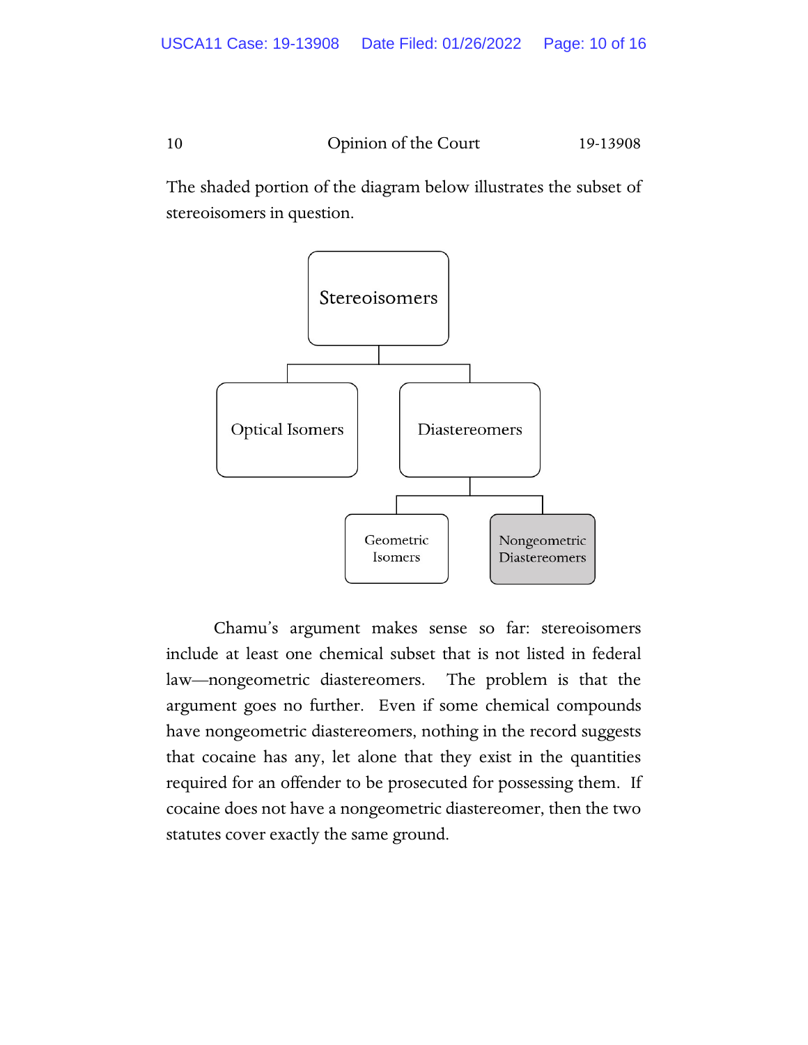The shaded portion of the diagram below illustrates the subset of stereoisomers in question.

Stereoisomers

Optical Isomers

Diastereomers

Geometric Isomers

Nongeometric Diastereomers

Chamu's argument makes sense so far: stereoisomers include at least one chemical subset that is not listed in federal law—nongeometric diastereomers. The problem is that the argument goes no further. Even if some chemical compounds have nongeometric diastereomers, nothing in the record suggests that cocaine has any, let alone that they exist in the quantities required for an offender to be prosecuted for possessing them. If cocaine does not have a nongeometric diastereomer, then the two statutes cover exactly the same ground.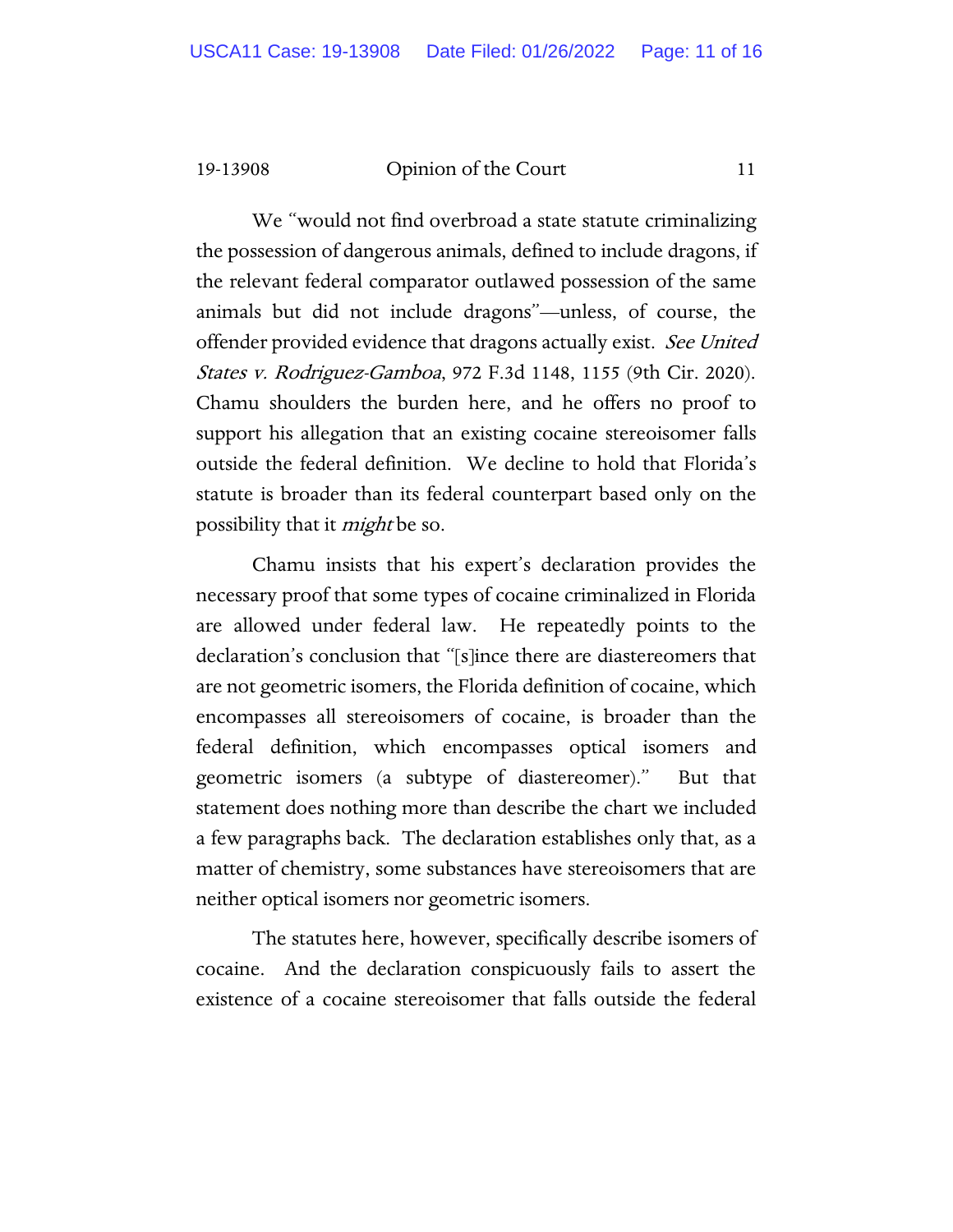We "would not find overbroad a state statute criminalizing the possession of dangerous animals, defined to include dragons, if the relevant federal comparator outlawed possession of the same animals but did not include dragons"—unless, of course, the offender provided evidence that dragons actually exist. *See United States v. Rodriguez-Gamboa*, 972 F.3d 1148, 1155 (9th Cir. 2020). Chamu shoulders the burden here, and he offers no proof to support his allegation that an existing cocaine stereoisomer falls outside the federal definition. We decline to hold that Florida's statute is broader than its federal counterpart based only on the possibility that it *might* be so.

Chamu insists that his expert's declaration provides the necessary proof that some types of cocaine criminalized in Florida are allowed under federal law. He repeatedly points to the declaration's conclusion that "[s]ince there are diastereomers that are not geometric isomers, the Florida definition of cocaine, which encompasses all stereoisomers of cocaine, is broader than the federal definition, which encompasses optical isomers and geometric isomers (a subtype of diastereomer)." But that statement does nothing more than describe the chart we included a few paragraphs back. The declaration establishes only that, as a matter of chemistry, some substances have stereoisomers that are neither optical isomers nor geometric isomers.

The statutes here, however, specifically describe isomers of cocaine. And the declaration conspicuously fails to assert the existence of a cocaine stereoisomer that falls outside the federal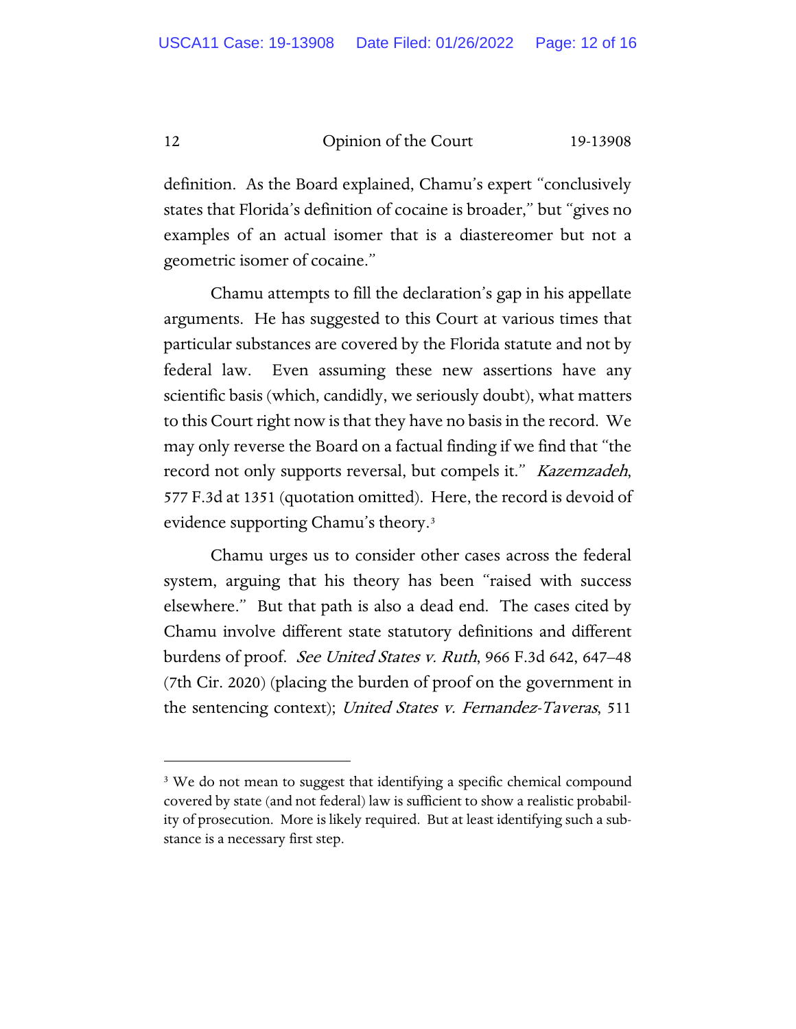definition. As the Board explained, Chamu's expert "conclusively states that Florida's definition of cocaine is broader," but "gives no examples of an actual isomer that is a diastereomer but not a geometric isomer of cocaine."

Chamu attempts to fill the declaration's gap in his appellate arguments. He has suggested to this Court at various times that particular substances are covered by the Florida statute and not by federal law. Even assuming these new assertions have any scientific basis (which, candidly, we seriously doubt), what matters to this Court right now is that they have no basis in the record. We may only reverse the Board on a factual finding if we find that "the record not only supports reversal, but compels it." *Kazemzadeh*, 577 F.3d at 1351 (quotation omitted). Here, the record is devoid of evidence supporting Chamu's theory.[3]

Chamu urges us to consider other cases across the federal system, arguing that his theory has been "raised with success elsewhere." But that path is also a dead end. The cases cited by Chamu involve different state statutory definitions and different burdens of proof. *See United States v. Ruth*, 966 F.3d 642, 647–48 (7th Cir. 2020) (placing the burden of proof on the government in the sentencing context); *United States v. Fernandez-Taveras*, 511

---

[3] We do not mean to suggest that identifying a specific chemical compound covered by state (and not federal) law is sufficient to show a realistic probability of prosecution. More is likely required. But at least identifying such a substance is a necessary first step.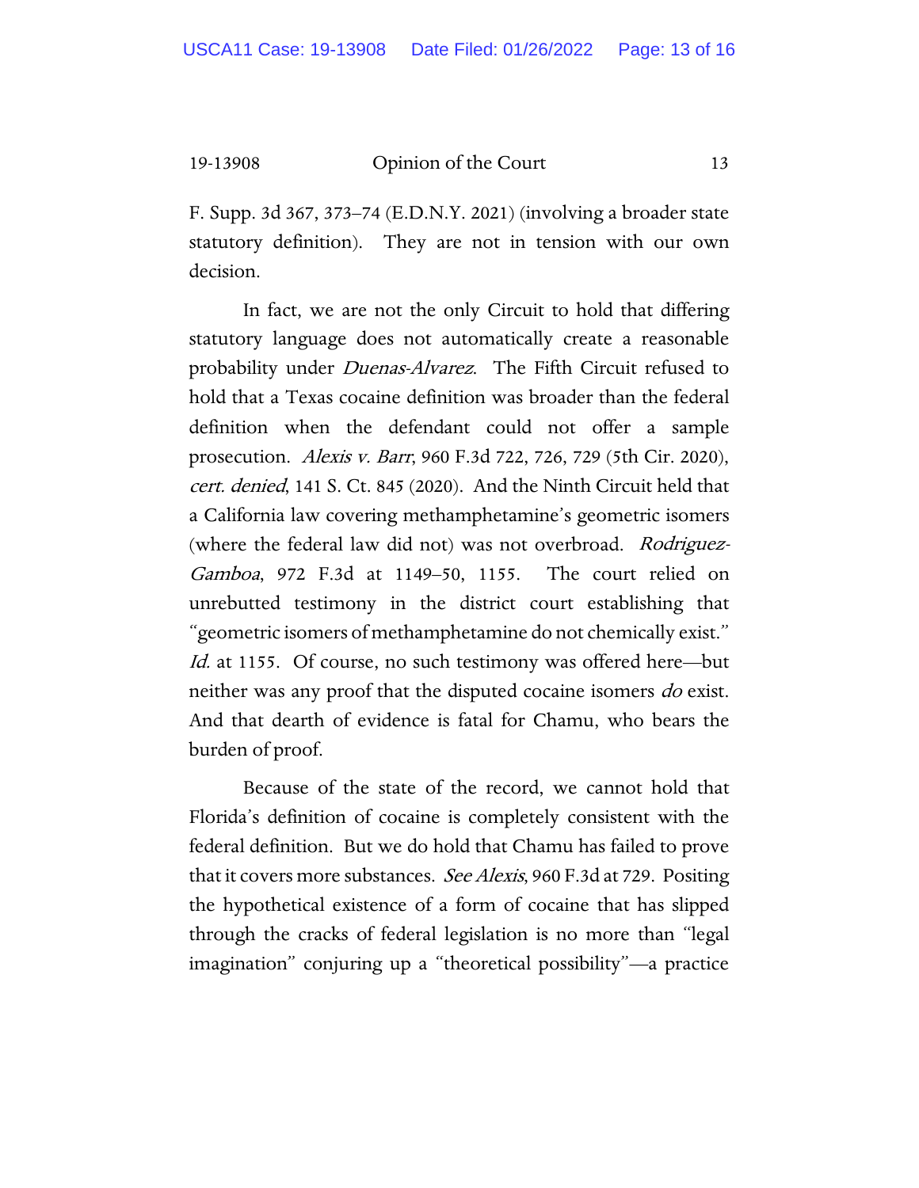F. Supp. 3d 367, 373–74 (E.D.N.Y. 2021) (involving a broader state statutory definition). They are not in tension with our own decision.

In fact, we are not the only Circuit to hold that differing statutory language does not automatically create a reasonable probability under *Duenas-Alvarez*. The Fifth Circuit refused to hold that a Texas cocaine definition was broader than the federal definition when the defendant could not offer a sample prosecution. *Alexis v. Barr*, 960 F.3d 722, 726, 729 (5th Cir. 2020), *cert. denied*, 141 S. Ct. 845 (2020). And the Ninth Circuit held that a California law covering methamphetamine's geometric isomers (where the federal law did not) was not overbroad. *Rodriguez-Gamboa*, 972 F.3d at 1149–50, 1155. The court relied on unrebutted testimony in the district court establishing that "geometric isomers of methamphetamine do not chemically exist." *Id.* at 1155. Of course, no such testimony was offered here—but neither was any proof that the disputed cocaine isomers *do* exist. And that dearth of evidence is fatal for Chamu, who bears the burden of proof.

Because of the state of the record, we cannot hold that Florida's definition of cocaine is completely consistent with the federal definition. But we do hold that Chamu has failed to prove that it covers more substances. *See Alexis*, 960 F.3d at 729. Positing the hypothetical existence of a form of cocaine that has slipped through the cracks of federal legislation is no more than "legal imagination" conjuring up a "theoretical possibility"—a practice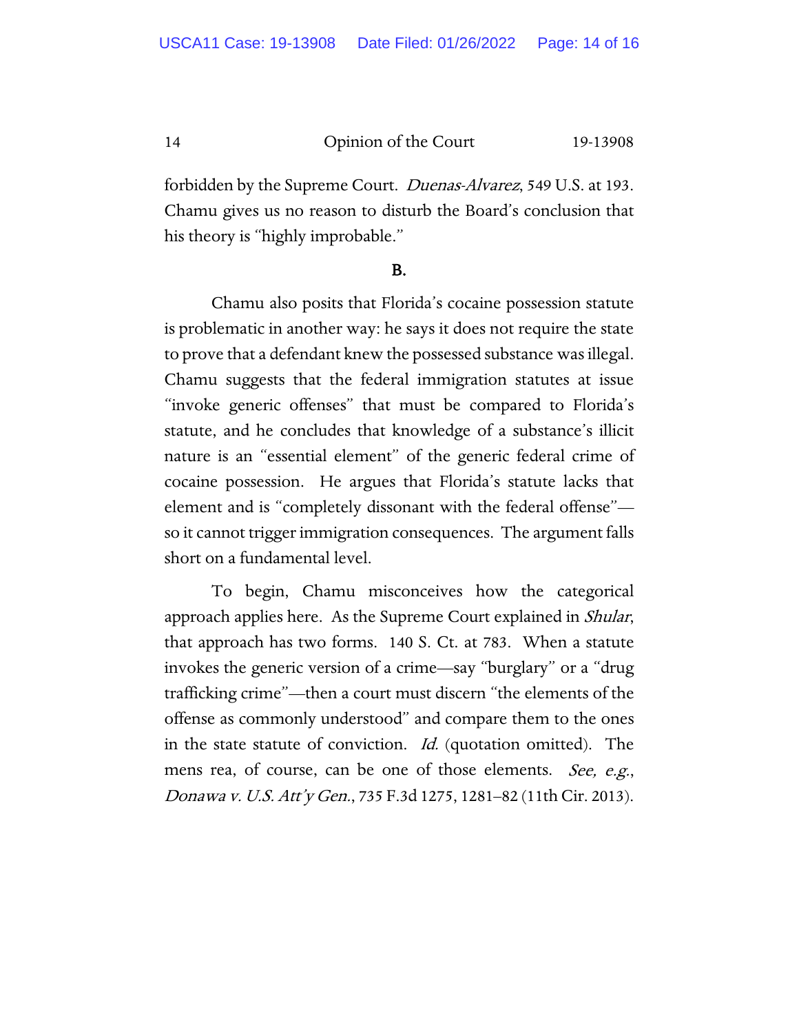forbidden by the Supreme Court. *Duenas-Alvarez*, 549 U.S. at 193. Chamu gives us no reason to disturb the Board's conclusion that his theory is "highly improbable."

**B.**

Chamu also posits that Florida's cocaine possession statute is problematic in another way: he says it does not require the state to prove that a defendant knew the possessed substance was illegal. Chamu suggests that the federal immigration statutes at issue "invoke generic offenses" that must be compared to Florida's statute, and he concludes that knowledge of a substance's illicit nature is an "essential element" of the generic federal crime of cocaine possession. He argues that Florida's statute lacks that element and is "completely dissonant with the federal offense"—so it cannot trigger immigration consequences. The argument falls short on a fundamental level.

To begin, Chamu misconceives how the categorical approach applies here. As the Supreme Court explained in *Shular*, that approach has two forms. 140 S. Ct. at 783. When a statute invokes the generic version of a crime—say "burglary" or a "drug trafficking crime"—then a court must discern "the elements of the offense as commonly understood" and compare them to the ones in the state statute of conviction. *Id.* (quotation omitted). The mens rea, of course, can be one of those elements. *See, e.g.*, *Donawa v. U.S. Att'y Gen.*, 735 F.3d 1275, 1281–82 (11th Cir. 2013).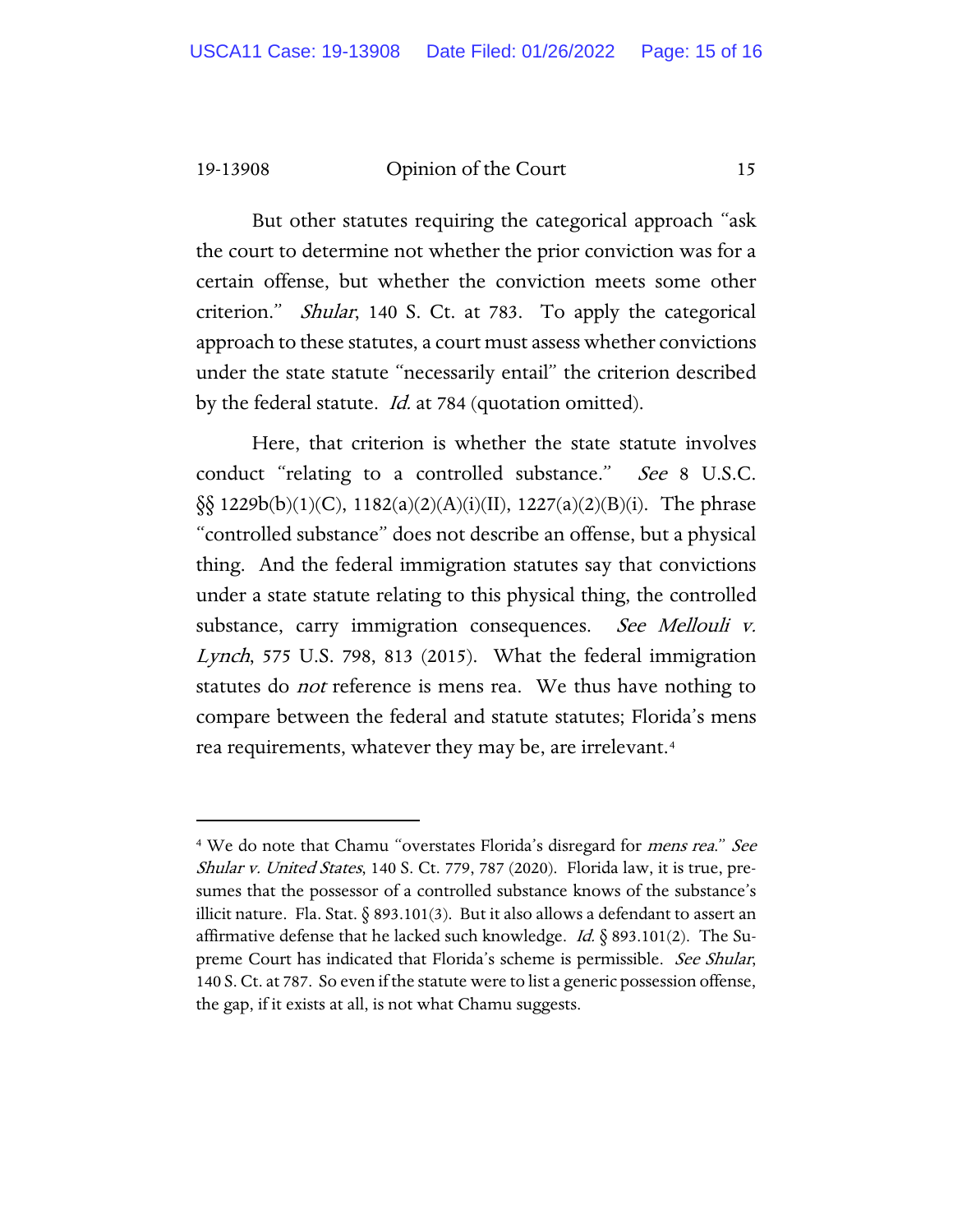But other statutes requiring the categorical approach "ask the court to determine not whether the prior conviction was for a certain offense, but whether the conviction meets some other criterion." *Shular*, 140 S. Ct. at 783. To apply the categorical approach to these statutes, a court must assess whether convictions under the state statute "necessarily entail" the criterion described by the federal statute. *Id.* at 784 (quotation omitted).

Here, that criterion is whether the state statute involves conduct "relating to a controlled substance." *See* 8 U.S.C. §§ 1229b(b)(1)(C), 1182(a)(2)(A)(i)(II), 1227(a)(2)(B)(i). The phrase "controlled substance" does not describe an offense, but a physical thing. And the federal immigration statutes say that convictions under a state statute relating to this physical thing, the controlled substance, carry immigration consequences. *See Mellouli v. Lynch*, 575 U.S. 798, 813 (2015). What the federal immigration statutes do *not* reference is mens rea. We thus have nothing to compare between the federal and statute statutes; Florida's mens rea requirements, whatever they may be, are irrelevant.[4]

---

[4] We do note that Chamu "overstates Florida's disregard for *mens rea*." *See Shular v. United States*, 140 S. Ct. 779, 787 (2020). Florida law, it is true, presumes that the possessor of a controlled substance knows of the substance's illicit nature. Fla. Stat. § 893.101(3). But it also allows a defendant to assert an affirmative defense that he lacked such knowledge. *Id.* § 893.101(2). The Supreme Court has indicated that Florida's scheme is permissible. *See Shular*, 140 S. Ct. at 787. So even if the statute were to list a generic possession offense, the gap, if it exists at all, is not what Chamu suggests.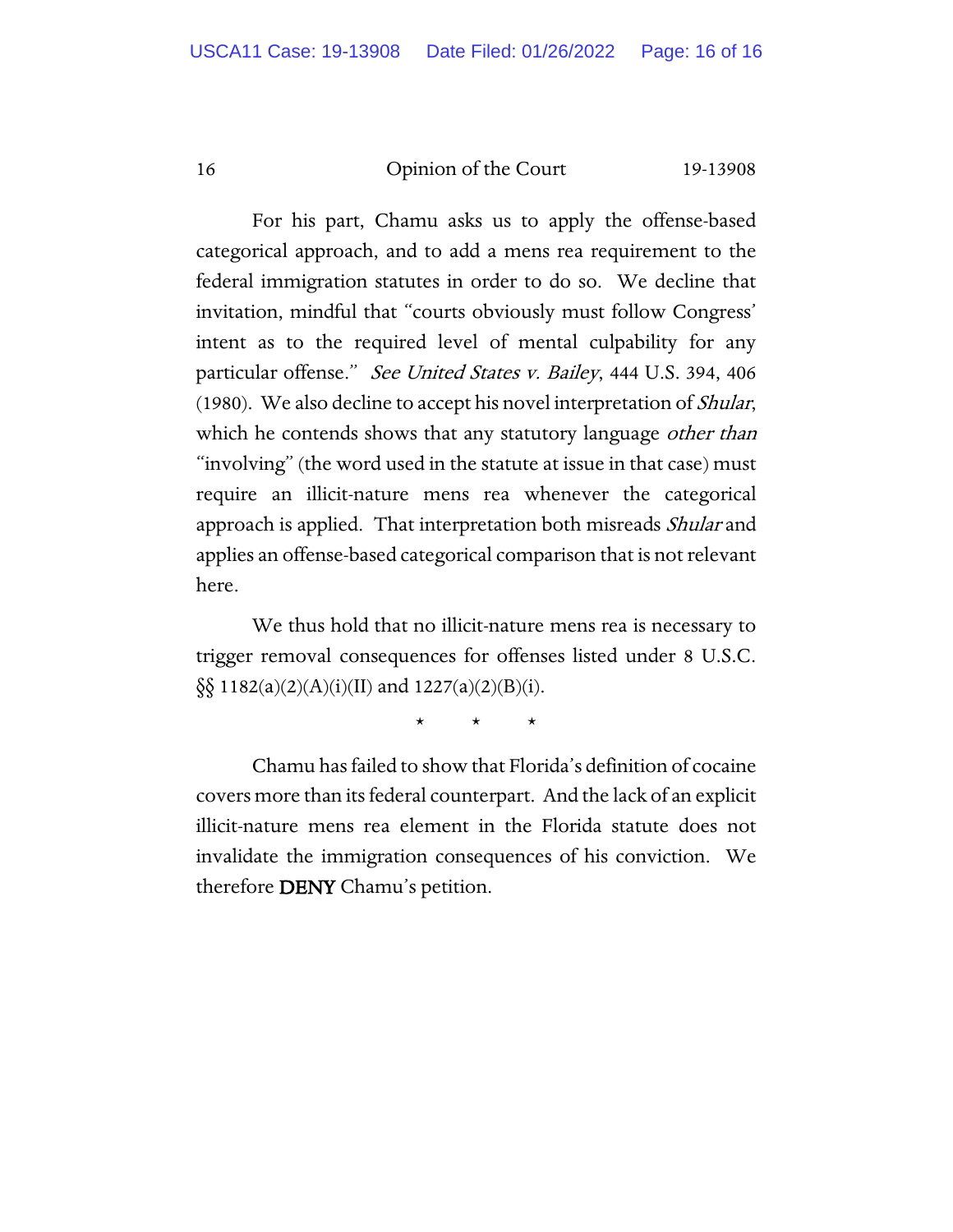For his part, Chamu asks us to apply the offense-based categorical approach, and to add a mens rea requirement to the federal immigration statutes in order to do so. We decline that invitation, mindful that "courts obviously must follow Congress' intent as to the required level of mental culpability for any particular offense." *See United States v. Bailey*, 444 U.S. 394, 406 (1980). We also decline to accept his novel interpretation of *Shular*, which he contends shows that any statutory language *other than* "involving" (the word used in the statute at issue in that case) must require an illicit-nature mens rea whenever the categorical approach is applied. That interpretation both misreads *Shular* and applies an offense-based categorical comparison that is not relevant here.

We thus hold that no illicit-nature mens rea is necessary to trigger removal consequences for offenses listed under 8 U.S.C. §§ 1182(a)(2)(A)(i)(II) and 1227(a)(2)(B)(i).

\* \* \*

Chamu has failed to show that Florida's definition of cocaine covers more than its federal counterpart. And the lack of an explicit illicit-nature mens rea element in the Florida statute does not invalidate the immigration consequences of his conviction. We therefore **DENY** Chamu's petition.